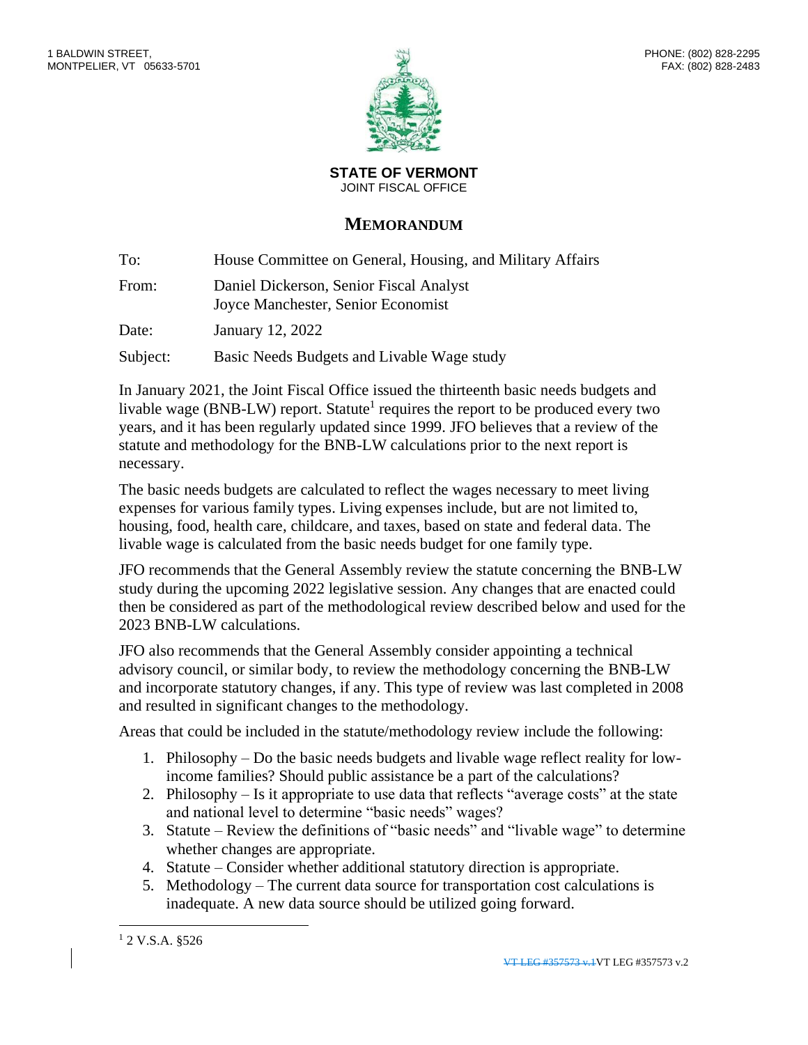1 BALDWIN STREET,
MONTPELIER, VT 05633-5701

PHONE: (802) 828-2295
FAX: (802) 828-2483

**STATE OF VERMONT**
JOINT FISCAL OFFICE

# MEMORANDUM

To: House Committee on General, Housing, and Military Affairs

From: Daniel Dickerson, Senior Fiscal Analyst
Joyce Manchester, Senior Economist

Date: January 12, 2022

Subject: Basic Needs Budgets and Livable Wage study

In January 2021, the Joint Fiscal Office issued the thirteenth basic needs budgets and livable wage (BNB-LW) report. Statute[1] requires the report to be produced every two years, and it has been regularly updated since 1999. JFO believes that a review of the statute and methodology for the BNB-LW calculations prior to the next report is necessary.

The basic needs budgets are calculated to reflect the wages necessary to meet living expenses for various family types. Living expenses include, but are not limited to, housing, food, health care, childcare, and taxes, based on state and federal data. The livable wage is calculated from the basic needs budget for one family type.

JFO recommends that the General Assembly review the statute concerning the BNB-LW study during the upcoming 2022 legislative session. Any changes that are enacted could then be considered as part of the methodological review described below and used for the 2023 BNB-LW calculations.

JFO also recommends that the General Assembly consider appointing a technical advisory council, or similar body, to review the methodology concerning the BNB-LW and incorporate statutory changes, if any. This type of review was last completed in 2008 and resulted in significant changes to the methodology.

Areas that could be included in the statute/methodology review include the following:

1. Philosophy – Do the basic needs budgets and livable wage reflect reality for low-income families? Should public assistance be a part of the calculations?
2. Philosophy – Is it appropriate to use data that reflects "average costs" at the state and national level to determine "basic needs" wages?
3. Statute – Review the definitions of "basic needs" and "livable wage" to determine whether changes are appropriate.
4. Statute – Consider whether additional statutory direction is appropriate.
5. Methodology – The current data source for transportation cost calculations is inadequate. A new data source should be utilized going forward.

[1] 2 V.S.A. §526

~~VT LEG #357573 v.1~~VT LEG #357573 v.2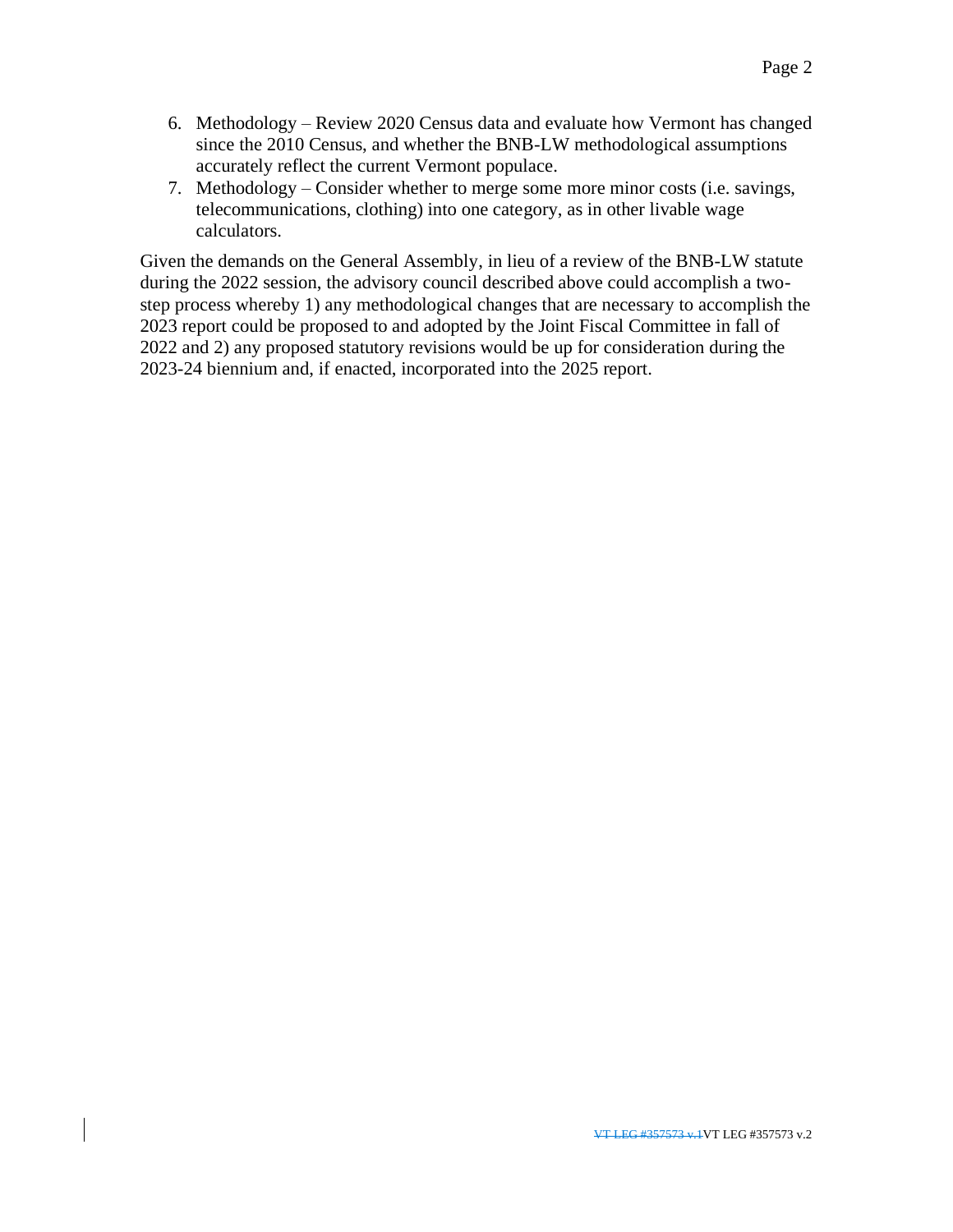6. Methodology – Review 2020 Census data and evaluate how Vermont has changed since the 2010 Census, and whether the BNB-LW methodological assumptions accurately reflect the current Vermont populace.
7. Methodology – Consider whether to merge some more minor costs (i.e. savings, telecommunications, clothing) into one category, as in other livable wage calculators.

Given the demands on the General Assembly, in lieu of a review of the BNB-LW statute during the 2022 session, the advisory council described above could accomplish a two-step process whereby 1) any methodological changes that are necessary to accomplish the 2023 report could be proposed to and adopted by the Joint Fiscal Committee in fall of 2022 and 2) any proposed statutory revisions would be up for consideration during the 2023-24 biennium and, if enacted, incorporated into the 2025 report.